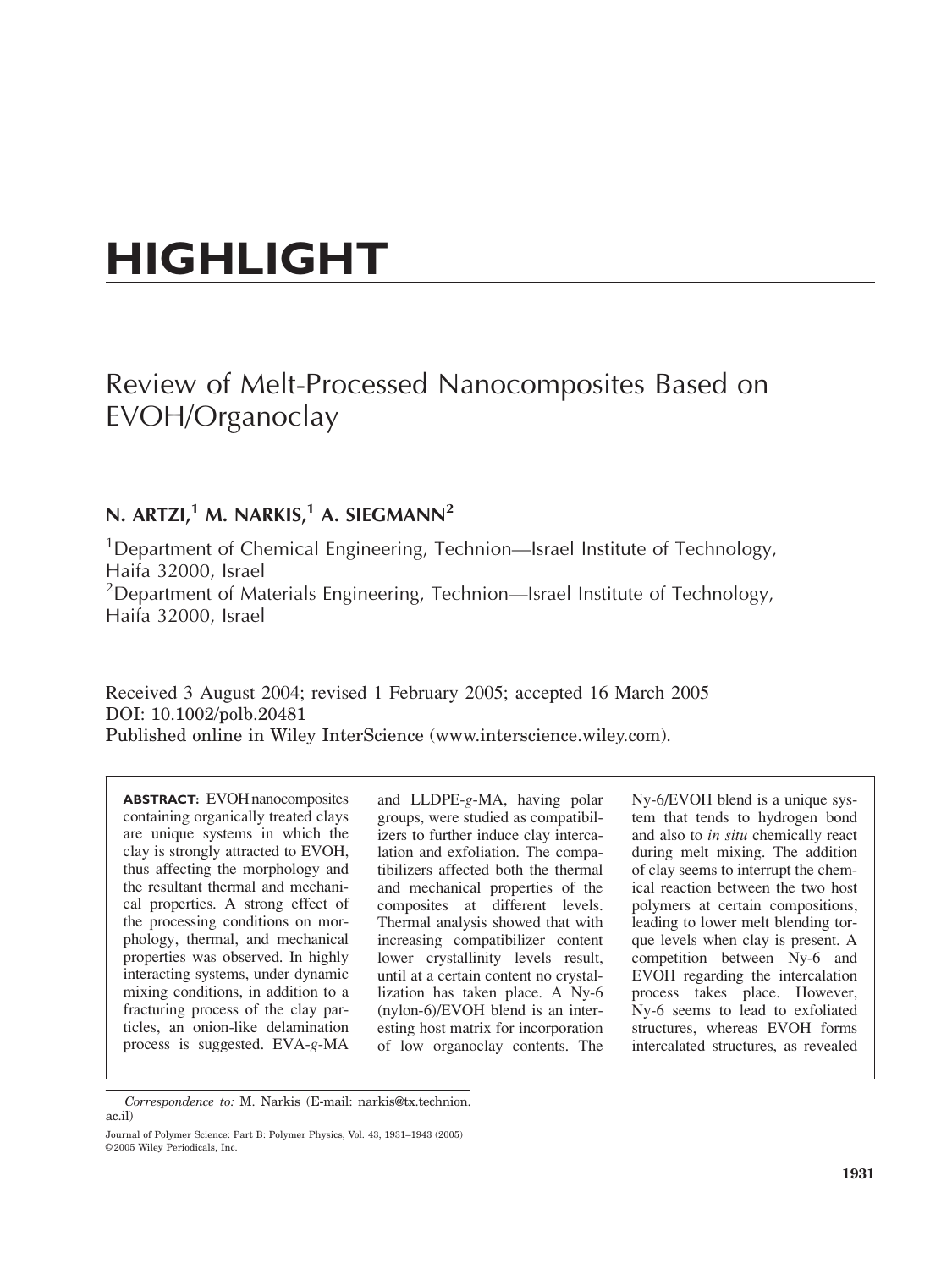# HIGHLIGHT

## Review of Melt-Processed Nanocomposites Based on EVOH/Organoclay

**N. ARTZI,[1] M. NARKIS,[1] A. SIEGMANN[2]**

[1]Department of Chemical Engineering, Technion—Israel Institute of Technology, Haifa 32000, Israel

[2]Department of Materials Engineering, Technion—Israel Institute of Technology, Haifa 32000, Israel

Received 3 August 2004; revised 1 February 2005; accepted 16 March 2005
DOI: 10.1002/polb.20481
Published online in Wiley InterScience (www.interscience.wiley.com).

**ABSTRACT:** EVOH nanocomposites containing organically treated clays are unique systems in which the clay is strongly attracted to EVOH, thus affecting the morphology and the resultant thermal and mechanical properties. A strong effect of the processing conditions on morphology, thermal, and mechanical properties was observed. In highly interacting systems, under dynamic mixing conditions, in addition to a fracturing process of the clay particles, an onion-like delamination process is suggested. EVA-*g*-MA and LLDPE-*g*-MA, having polar groups, were studied as compatibilizers to further induce clay intercalation and exfoliation. The compatibilizers affected both the thermal and mechanical properties of the composites at different levels. Thermal analysis showed that with increasing compatibilizer content lower crystallinity levels result, until at a certain content no crystallization has taken place. A Ny-6 (nylon-6)/EVOH blend is an interesting host matrix for incorporation of low organoclay contents. The Ny-6/EVOH blend is a unique system that tends to hydrogen bond and also to *in situ* chemically react during melt mixing. The addition of clay seems to interrupt the chemical reaction between the two host polymers at certain compositions, leading to lower melt blending torque levels when clay is present. A competition between Ny-6 and EVOH regarding the intercalation process takes place. However, Ny-6 seems to lead to exfoliated structures, whereas EVOH forms intercalated structures, as revealed

*Correspondence to:* M. Narkis (E-mail: narkis@tx.technion.ac.il)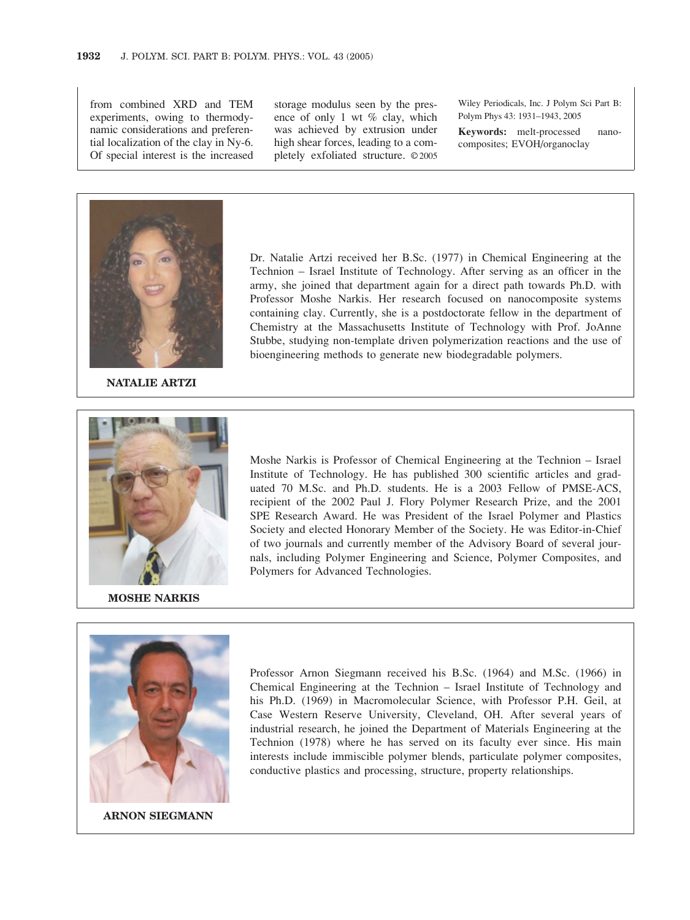from combined XRD and TEM experiments, owing to thermodynamic considerations and preferential localization of the clay in Ny-6. Of special interest is the increased storage modulus seen by the presence of only 1 wt % clay, which was achieved by extrusion under high shear forces, leading to a completely exfoliated structure. © 2005 Wiley Periodicals, Inc. J Polym Sci Part B: Polym Phys 43: 1931–1943, 2005

**Keywords:** melt-processed nanocomposites; EVOH/organoclay

**NATALIE ARTZI**

Dr. Natalie Artzi received her B.Sc. (1977) in Chemical Engineering at the Technion – Israel Institute of Technology. After serving as an officer in the army, she joined that department again for a direct path towards Ph.D. with Professor Moshe Narkis. Her research focused on nanocomposite systems containing clay. Currently, she is a postdoctorate fellow in the department of Chemistry at the Massachusetts Institute of Technology with Prof. JoAnne Stubbe, studying non-template driven polymerization reactions and the use of bioengineering methods to generate new biodegradable polymers.

**MOSHE NARKIS**

Moshe Narkis is Professor of Chemical Engineering at the Technion – Israel Institute of Technology. He has published 300 scientific articles and graduated 70 M.Sc. and Ph.D. students. He is a 2003 Fellow of PMSE-ACS, recipient of the 2002 Paul J. Flory Polymer Research Prize, and the 2001 SPE Research Award. He was President of the Israel Polymer and Plastics Society and elected Honorary Member of the Society. He was Editor-in-Chief of two journals and currently member of the Advisory Board of several journals, including Polymer Engineering and Science, Polymer Composites, and Polymers for Advanced Technologies.

**ARNON SIEGMANN**

Professor Arnon Siegmann received his B.Sc. (1964) and M.Sc. (1966) in Chemical Engineering at the Technion – Israel Institute of Technology and his Ph.D. (1969) in Macromolecular Science, with Professor P.H. Geil, at Case Western Reserve University, Cleveland, OH. After several years of industrial research, he joined the Department of Materials Engineering at the Technion (1978) where he has served on its faculty ever since. His main interests include immiscible polymer blends, particulate polymer composites, conductive plastics and processing, structure, property relationships.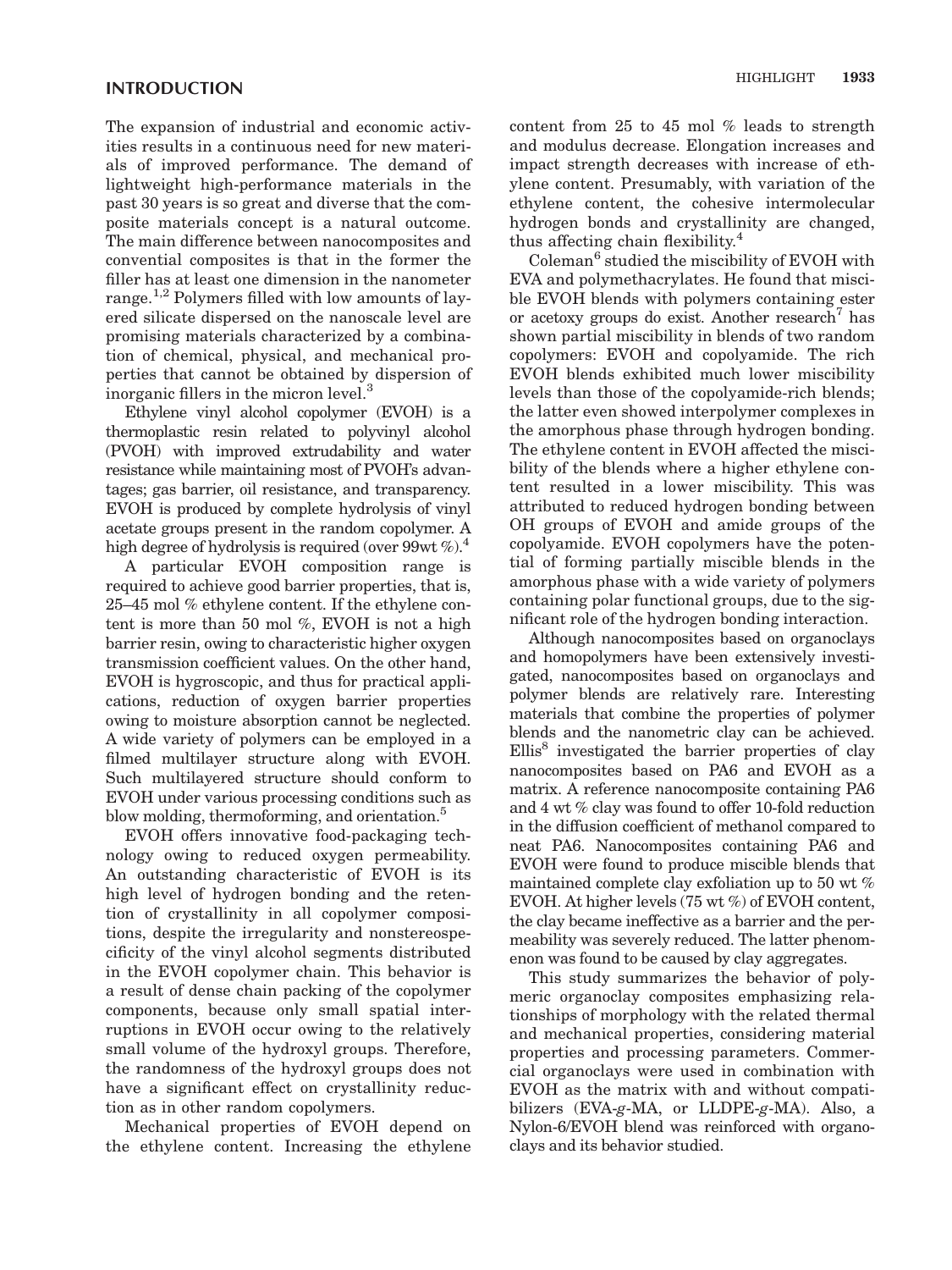## INTRODUCTION

The expansion of industrial and economic activities results in a continuous need for new materials of improved performance. The demand of lightweight high-performance materials in the past 30 years is so great and diverse that the composite materials concept is a natural outcome. The main difference between nanocomposites and convential composites is that in the former the filler has at least one dimension in the nanometer range.[1,2] Polymers filled with low amounts of layered silicate dispersed on the nanoscale level are promising materials characterized by a combination of chemical, physical, and mechanical properties that cannot be obtained by dispersion of inorganic fillers in the micron level.[3]

Ethylene vinyl alcohol copolymer (EVOH) is a thermoplastic resin related to polyvinyl alcohol (PVOH) with improved extrudability and water resistance while maintaining most of PVOH's advantages; gas barrier, oil resistance, and transparency. EVOH is produced by complete hydrolysis of vinyl acetate groups present in the random copolymer. A high degree of hydrolysis is required (over 99wt %).[4]

A particular EVOH composition range is required to achieve good barrier properties, that is, 25–45 mol % ethylene content. If the ethylene content is more than 50 mol %, EVOH is not a high barrier resin, owing to characteristic higher oxygen transmission coefficient values. On the other hand, EVOH is hygroscopic, and thus for practical applications, reduction of oxygen barrier properties owing to moisture absorption cannot be neglected. A wide variety of polymers can be employed in a filmed multilayer structure along with EVOH. Such multilayered structure should conform to EVOH under various processing conditions such as blow molding, thermoforming, and orientation.[5]

EVOH offers innovative food-packaging technology owing to reduced oxygen permeability. An outstanding characteristic of EVOH is its high level of hydrogen bonding and the retention of crystallinity in all copolymer compositions, despite the irregularity and nonstereospecificity of the vinyl alcohol segments distributed in the EVOH copolymer chain. This behavior is a result of dense chain packing of the copolymer components, because only small spatial interruptions in EVOH occur owing to the relatively small volume of the hydroxyl groups. Therefore, the randomness of the hydroxyl groups does not have a significant effect on crystallinity reduction as in other random copolymers.

Mechanical properties of EVOH depend on the ethylene content. Increasing the ethylene content from 25 to 45 mol % leads to strength and modulus decrease. Elongation increases and impact strength decreases with increase of ethylene content. Presumably, with variation of the ethylene content, the cohesive intermolecular hydrogen bonds and crystallinity are changed, thus affecting chain flexibility.[4]

Coleman[6] studied the miscibility of EVOH with EVA and polymethacrylates. He found that miscible EVOH blends with polymers containing ester or acetoxy groups do exist. Another research[7] has shown partial miscibility in blends of two random copolymers: EVOH and copolyamide. The rich EVOH blends exhibited much lower miscibility levels than those of the copolyamide-rich blends; the latter even showed interpolymer complexes in the amorphous phase through hydrogen bonding. The ethylene content in EVOH affected the miscibility of the blends where a higher ethylene content resulted in a lower miscibility. This was attributed to reduced hydrogen bonding between OH groups of EVOH and amide groups of the copolyamide. EVOH copolymers have the potential of forming partially miscible blends in the amorphous phase with a wide variety of polymers containing polar functional groups, due to the significant role of the hydrogen bonding interaction.

Although nanocomposites based on organoclays and homopolymers have been extensively investigated, nanocomposites based on organoclays and polymer blends are relatively rare. Interesting materials that combine the properties of polymer blends and the nanometric clay can be achieved. Ellis[8] investigated the barrier properties of clay nanocomposites based on PA6 and EVOH as a matrix. A reference nanocomposite containing PA6 and 4 wt % clay was found to offer 10-fold reduction in the diffusion coefficient of methanol compared to neat PA6. Nanocomposites containing PA6 and EVOH were found to produce miscible blends that maintained complete clay exfoliation up to 50 wt % EVOH. At higher levels (75 wt %) of EVOH content, the clay became ineffective as a barrier and the permeability was severely reduced. The latter phenomenon was found to be caused by clay aggregates.

This study summarizes the behavior of polymeric organoclay composites emphasizing relationships of morphology with the related thermal and mechanical properties, considering material properties and processing parameters. Commercial organoclays were used in combination with EVOH as the matrix with and without compatibilizers (EVA-*g*-MA, or LLDPE-*g*-MA). Also, a Nylon-6/EVOH blend was reinforced with organoclays and its behavior studied.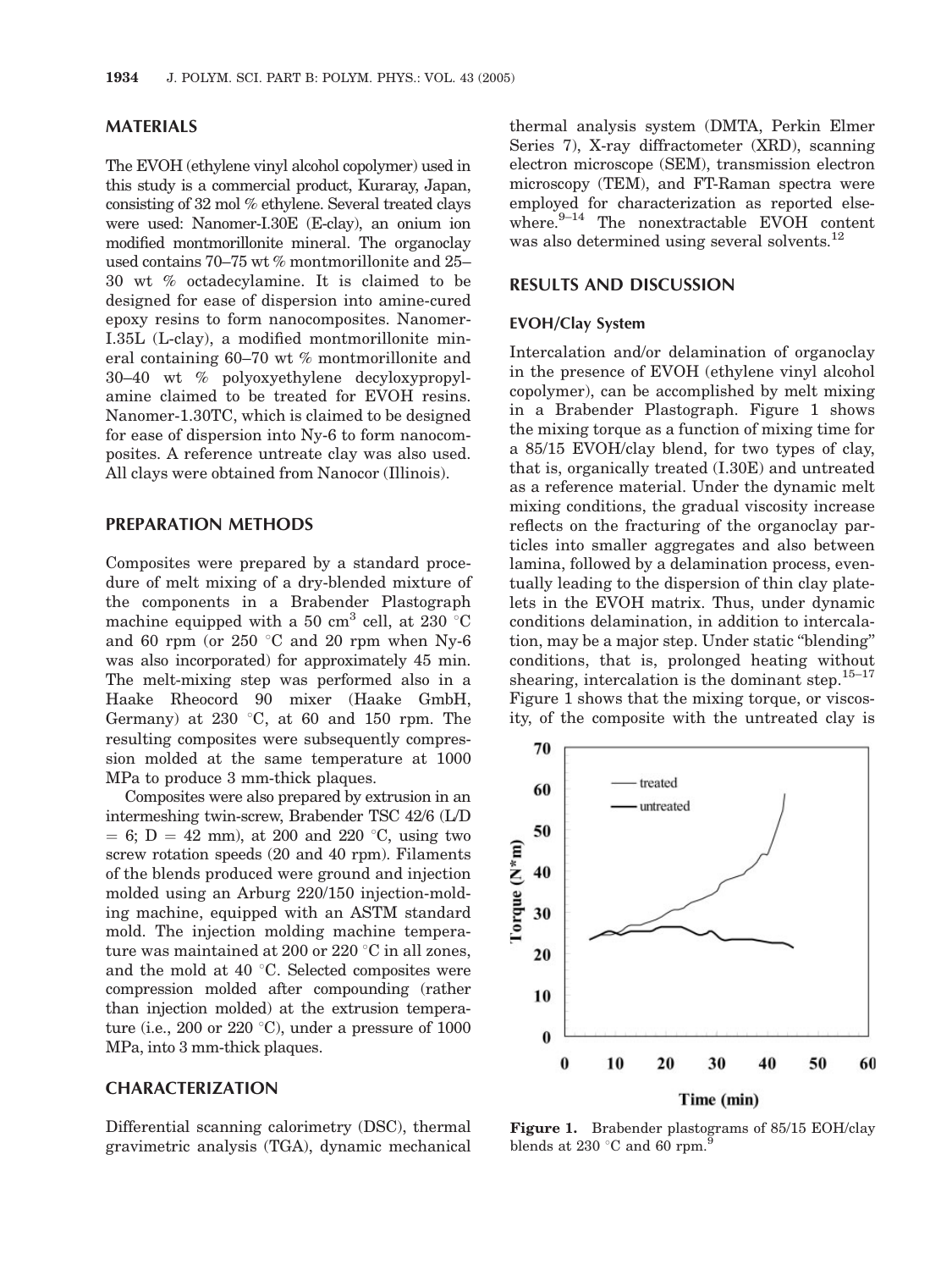## MATERIALS

The EVOH (ethylene vinyl alcohol copolymer) used in this study is a commercial product, Kuraray, Japan, consisting of 32 mol % ethylene. Several treated clays were used: Nanomer-I.30E (E-clay), an onium ion modified montmorillonite mineral. The organoclay used contains 70–75 wt % montmorillonite and 25–30 wt % octadecylamine. It is claimed to be designed for ease of dispersion into amine-cured epoxy resins to form nanocomposites. Nanomer-I.35L (L-clay), a modified montmorillonite mineral containing 60–70 wt % montmorillonite and 30–40 wt % polyoxyethylene decyloxypropylamine claimed to be treated for EVOH resins. Nanomer-1.30TC, which is claimed to be designed for ease of dispersion into Ny-6 to form nanocomposites. A reference untreate clay was also used. All clays were obtained from Nanocor (Illinois).

## PREPARATION METHODS

Composites were prepared by a standard procedure of melt mixing of a dry-blended mixture of the components in a Brabender Plastograph machine equipped with a 50 cm$^3$ cell, at 230 °C and 60 rpm (or 250 °C and 20 rpm when Ny-6 was also incorporated) for approximately 45 min. The melt-mixing step was performed also in a Haake Rheocord 90 mixer (Haake GmbH, Germany) at 230 °C, at 60 and 150 rpm. The resulting composites were subsequently compression molded at the same temperature at 1000 MPa to produce 3 mm-thick plaques.

Composites were also prepared by extrusion in an intermeshing twin-screw, Brabender TSC 42/6 (L/D = 6; D = 42 mm), at 200 and 220 °C, using two screw rotation speeds (20 and 40 rpm). Filaments of the blends produced were ground and injection molded using an Arburg 220/150 injection-molding machine, equipped with an ASTM standard mold. The injection molding machine temperature was maintained at 200 or 220 °C in all zones, and the mold at 40 °C. Selected composites were compression molded after compounding (rather than injection molded) at the extrusion temperature (i.e., 200 or 220 °C), under a pressure of 1000 MPa, into 3 mm-thick plaques.

## CHARACTERIZATION

Differential scanning calorimetry (DSC), thermal gravimetric analysis (TGA), dynamic mechanical thermal analysis system (DMTA, Perkin Elmer Series 7), X-ray diffractometer (XRD), scanning electron microscope (SEM), transmission electron microscopy (TEM), and FT-Raman spectra were employed for characterization as reported elsewhere.[9–14] The nonextractable EVOH content was also determined using several solvents.[12]

## RESULTS AND DISCUSSION

### EVOH/Clay System

Intercalation and/or delamination of organoclay in the presence of EVOH (ethylene vinyl alcohol copolymer), can be accomplished by melt mixing in a Brabender Plastograph. Figure 1 shows the mixing torque as a function of mixing time for a 85/15 EVOH/clay blend, for two types of clay, that is, organically treated (I.30E) and untreated as a reference material. Under the dynamic melt mixing conditions, the gradual viscosity increase reflects on the fracturing of the organoclay particles into smaller aggregates and also between lamina, followed by a delamination process, eventually leading to the dispersion of thin clay platelets in the EVOH matrix. Thus, under dynamic conditions delamination, in addition to intercalation, may be a major step. Under static "blending" conditions, that is, prolonged heating without shearing, intercalation is the dominant step.[15–17] Figure 1 shows that the mixing torque, or viscosity, of the composite with the untreated clay is

**Figure 1.** Brabender plastograms of 85/15 EOH/clay blends at 230 °C and 60 rpm.[9]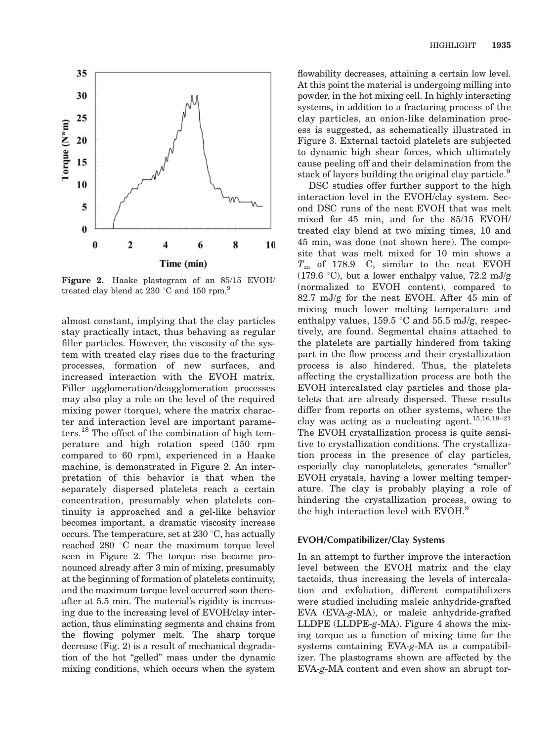Figure 2. Haake plastogram of an 85/15 EVOH/treated clay blend at 230 °C and 150 rpm.[9]

almost constant, implying that the clay particles stay practically intact, thus behaving as regular filler particles. However, the viscosity of the system with treated clay rises due to the fracturing processes, formation of new surfaces, and increased interaction with the EVOH matrix. Filler agglomeration/deagglomeration processes may also play a role on the level of the required mixing power (torque), where the matrix character and interaction level are important parameters.[18] The effect of the combination of high temperature and high rotation speed (150 rpm compared to 60 rpm), experienced in a Haake machine, is demonstrated in Figure 2. An interpretation of this behavior is that when the separately dispersed platelets reach a certain concentration, presumably when platelets continuity is approached and a gel-like behavior becomes important, a dramatic viscosity increase occurs. The temperature, set at 230 °C, has actually reached 280 °C near the maximum torque level seen in Figure 2. The torque rise became pronounced already after 3 min of mixing, presumably at the beginning of formation of platelets continuity, and the maximum torque level occurred soon thereafter at 5.5 min. The material's rigidity is increasing due to the increasing level of EVOH/clay interaction, thus eliminating segments and chains from the flowing polymer melt. The sharp torque decrease (Fig. 2) is a result of mechanical degradation of the hot "gelled" mass under the dynamic mixing conditions, which occurs when the system flowability decreases, attaining a certain low level. At this point the material is undergoing milling into powder, in the hot mixing cell. In highly interacting systems, in addition to a fracturing process of the clay particles, an onion-like delamination process is suggested, as schematically illustrated in Figure 3. External tactoid platelets are subjected to dynamic high shear forces, which ultimately cause peeling off and their delamination from the stack of layers building the original clay particle.[9]

DSC studies offer further support to the high interaction level in the EVOH/clay system. Second DSC runs of the neat EVOH that was melt mixed for 45 min, and for the 85/15 EVOH/treated clay blend at two mixing times, 10 and 45 min, was done (not shown here). The composite that was melt mixed for 10 min shows a $T_m$ of 178.9 °C, similar to the neat EVOH (179.6 °C), but a lower enthalpy value, 72.2 mJ/g (normalized to EVOH content), compared to 82.7 mJ/g for the neat EVOH. After 45 min of mixing much lower melting temperature and enthalpy values, 159.5 °C and 55.5 mJ/g, respectively, are found. Segmental chains attached to the platelets are partially hindered from taking part in the flow process and their crystallization process is also hindered. Thus, the platelets affecting the crystallization process are both the EVOH intercalated clay particles and those platelets that are already dispersed. These results differ from reports on other systems, where the clay was acting as a nucleating agent.[15,16,19–21] The EVOH crystallization process is quite sensitive to crystallization conditions. The crystallization process in the presence of clay particles, especially clay nanoplatelets, generates "smaller" EVOH crystals, having a lower melting temperature. The clay is probably playing a role of hindering the crystallization process, owing to the high interaction level with EVOH.[9]

### EVOH/Compatibilizer/Clay Systems

In an attempt to further improve the interaction level between the EVOH matrix and the clay tactoids, thus increasing the levels of intercalation and exfoliation, different compatibilizers were studied including maleic anhydride-grafted EVA (EVA-*g*-MA), or maleic anhydride-grafted LLDPE (LLDPE-*g*-MA). Figure 4 shows the mixing torque as a function of mixing time for the systems containing EVA-*g*-MA as a compatibilizer. The plastograms shown are affected by the EVA-*g*-MA content and even show an abrupt tor-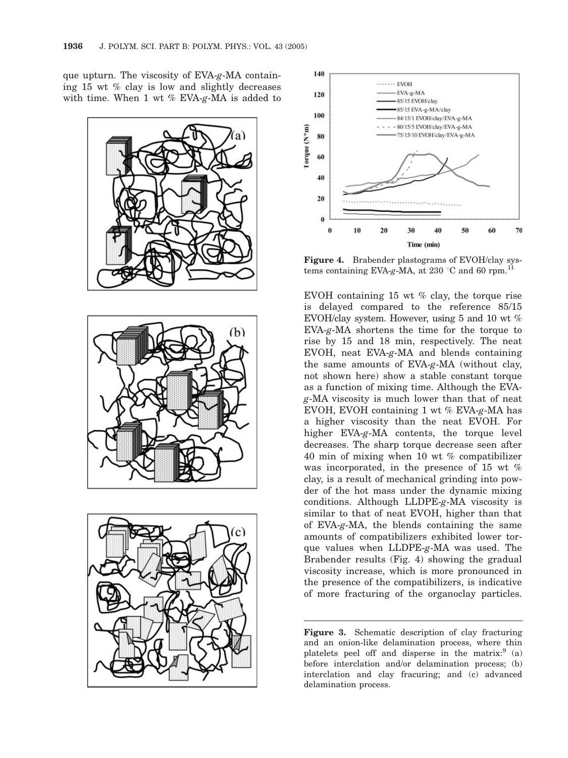que upturn. The viscosity of EVA-*g*-MA containing 15 wt % clay is low and slightly decreases with time. When 1 wt % EVA-*g*-MA is added to EVOH containing 15 wt % clay, the torque rise is delayed compared to the reference 85/15 EVOH/clay system. However, using 5 and 10 wt % EVA-*g*-MA shortens the time for the torque to rise by 15 and 18 min, respectively. The neat EVOH, neat EVA-*g*-MA and blends containing the same amounts of EVA-*g*-MA (without clay, not shown here) show a stable constant torque as a function of mixing time. Although the EVA-*g*-MA viscosity is much lower than that of neat EVOH, EVOH containing 1 wt % EVA-*g*-MA has a higher viscosity than the neat EVOH. For higher EVA-*g*-MA contents, the torque level decreases. The sharp torque decrease seen after 40 min of mixing when 10 wt % compatibilizer was incorporated, in the presence of 15 wt % clay, is a result of mechanical grinding into powder of the hot mass under the dynamic mixing conditions. Although LLDPE-*g*-MA viscosity is similar to that of neat EVOH, higher than that of EVA-*g*-MA, the blends containing the same amounts of compatibilizers exhibited lower torque values when LLDPE-*g*-MA was used. The Brabender results (Fig. 4) showing the gradual viscosity increase, which is more pronounced in the presence of the compatibilizers, is indicative of more fracturing of the organoclay particles.

**Figure 4.** Brabender plastograms of EVOH/clay systems containing EVA-*g*-MA, at 230 °C and 60 rpm.[11]

**Figure 3.** Schematic description of clay fracturing and an onion-like delamination process, where thin platelets peel off and disperse in the matrix:[9] (a) before interclation and/or delamination process; (b) interclation and clay fracuring; and (c) advanced delamination process.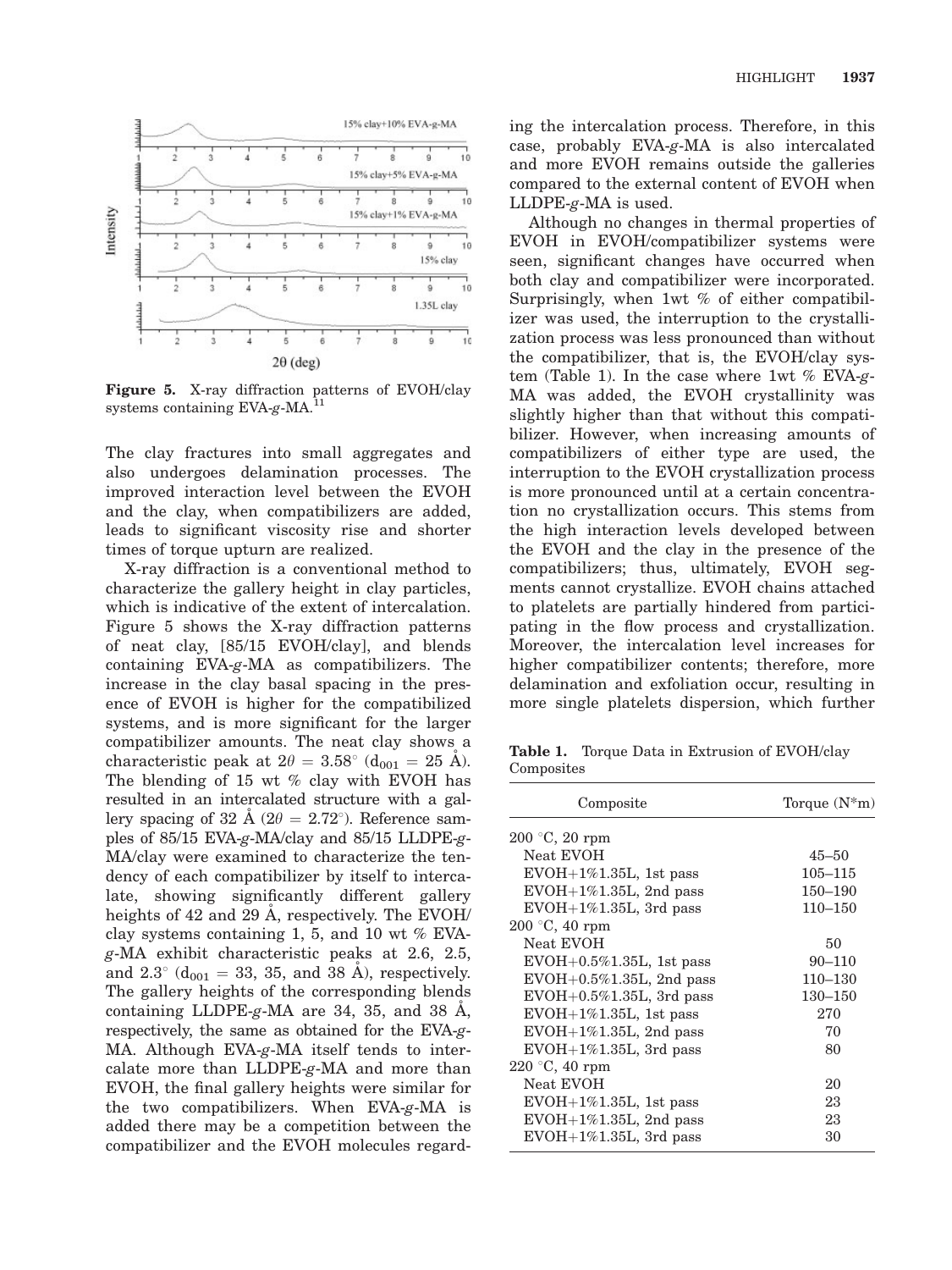**Figure 5.** X-ray diffraction patterns of EVOH/clay systems containing EVA-*g*-MA.[11]

The clay fractures into small aggregates and also undergoes delamination processes. The improved interaction level between the EVOH and the clay, when compatibilizers are added, leads to significant viscosity rise and shorter times of torque upturn are realized.

X-ray diffraction is a conventional method to characterize the gallery height in clay particles, which is indicative of the extent of intercalation. Figure 5 shows the X-ray diffraction patterns of neat clay, [85/15 EVOH/clay], and blends containing EVA-*g*-MA as compatibilizers. The increase in the clay basal spacing in the presence of EVOH is higher for the compatibilized systems, and is more significant for the larger compatibilizer amounts. The neat clay shows a characteristic peak at $2\theta = 3.58^\circ$ ($d_{001} = 25$ Å). The blending of 15 wt % clay with EVOH has resulted in an intercalated structure with a gallery spacing of 32 Å ($2\theta = 2.72^\circ$). Reference samples of 85/15 EVA-*g*-MA/clay and 85/15 LLDPE-*g*-MA/clay were examined to characterize the tendency of each compatibilizer by itself to intercalate, showing significantly different gallery heights of 42 and 29 Å, respectively. The EVOH/clay systems containing 1, 5, and 10 wt % EVA-*g*-MA exhibit characteristic peaks at 2.6, 2.5, and 2.3° ($d_{001} = 33$, 35, and 38 Å), respectively. The gallery heights of the corresponding blends containing LLDPE-*g*-MA are 34, 35, and 38 Å, respectively, the same as obtained for the EVA-*g*-MA. Although EVA-*g*-MA itself tends to intercalate more than LLDPE-*g*-MA and more than EVOH, the final gallery heights were similar for the two compatibilizers. When EVA-*g*-MA is added there may be a competition between the compatibilizer and the EVOH molecules regarding the intercalation process. Therefore, in this case, probably EVA-*g*-MA is also intercalated and more EVOH remains outside the galleries compared to the external content of EVOH when LLDPE-*g*-MA is used.

Although no changes in thermal properties of EVOH in EVOH/compatibilizer systems were seen, significant changes have occurred when both clay and compatibilizer were incorporated. Surprisingly, when 1wt % of either compatibilizer was used, the interruption to the crystallization process was less pronounced than without the compatibilizer, that is, the EVOH/clay system (Table 1). In the case where 1wt % EVA-*g*-MA was added, the EVOH crystallinity was slightly higher than that without this compatibilizer. However, when increasing amounts of compatibilizers of either type are used, the interruption to the EVOH crystallization process is more pronounced until at a certain concentration no crystallization occurs. This stems from the high interaction levels developed between the EVOH and the clay in the presence of the compatibilizers; thus, ultimately, EVOH segments cannot crystallize. EVOH chains attached to platelets are partially hindered from participating in the flow process and crystallization. Moreover, the intercalation level increases for higher compatibilizer contents; therefore, more delamination and exfoliation occur, resulting in more single platelets dispersion, which further

**Table 1.** Torque Data in Extrusion of EVOH/clay Composites

| Composite | Torque (N*m) |
|---|---|
| 200 °C, 20 rpm | |
| Neat EVOH | 45–50 |
| EVOH+1%1.35L, 1st pass | 105–115 |
| EVOH+1%1.35L, 2nd pass | 150–190 |
| EVOH+1%1.35L, 3rd pass | 110–150 |
| 200 °C, 40 rpm | |
| Neat EVOH | 50 |
| EVOH+0.5%1.35L, 1st pass | 90–110 |
| EVOH+0.5%1.35L, 2nd pass | 110–130 |
| EVOH+0.5%1.35L, 3rd pass | 130–150 |
| EVOH+1%1.35L, 1st pass | 270 |
| EVOH+1%1.35L, 2nd pass | 70 |
| EVOH+1%1.35L, 3rd pass | 80 |
| 220 °C, 40 rpm | |
| Neat EVOH | 20 |
| EVOH+1%1.35L, 1st pass | 23 |
| EVOH+1%1.35L, 2nd pass | 23 |
| EVOH+1%1.35L, 3rd pass | 30 |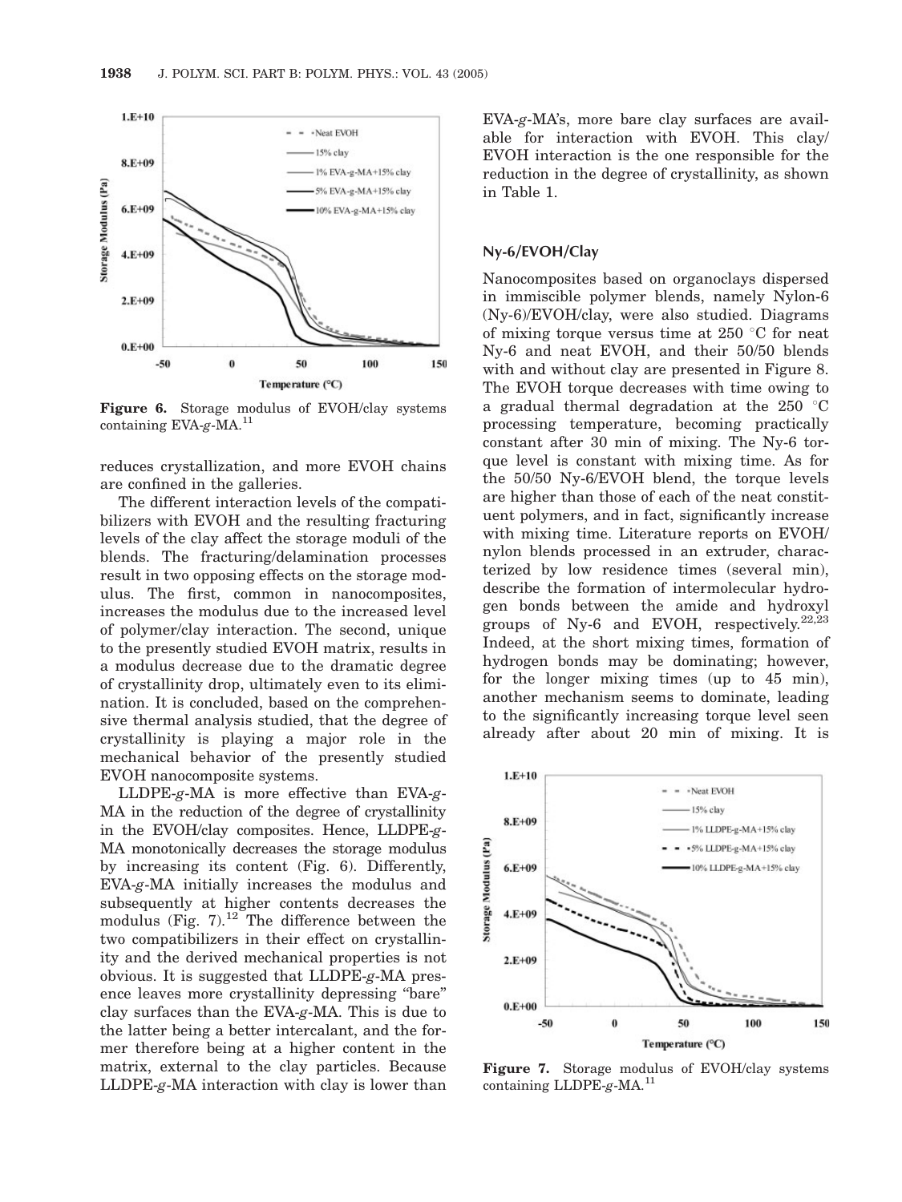1.E+10

8.E+09

6.E+09

4.E+09

2.E+09

0.E+00

Storage Modulus (Pa)

-50

0

50

100

150

Temperature (°C)

Neat EVOH

15% clay

1% EVA-g-MA+15% clay

5% EVA-g-MA+15% clay

10% EVA-g-MA+15% clay

**Figure 6.** Storage modulus of EVOH/clay systems containing EVA-*g*-MA.[11]

reduces crystallization, and more EVOH chains are confined in the galleries.

The different interaction levels of the compatibilizers with EVOH and the resulting fracturing levels of the clay affect the storage moduli of the blends. The fracturing/delamination processes result in two opposing effects on the storage modulus. The first, common in nanocomposites, increases the modulus due to the increased level of polymer/clay interaction. The second, unique to the presently studied EVOH matrix, results in a modulus decrease due to the dramatic degree of crystallinity drop, ultimately even to its elimination. It is concluded, based on the comprehensive thermal analysis studied, that the degree of crystallinity is playing a major role in the mechanical behavior of the presently studied EVOH nanocomposite systems.

LLDPE-*g*-MA is more effective than EVA-*g*-MA in the reduction of the degree of crystallinity in the EVOH/clay composites. Hence, LLDPE-*g*-MA monotonically decreases the storage modulus by increasing its content (Fig. 6). Differently, EVA-*g*-MA initially increases the modulus and subsequently at higher contents decreases the modulus (Fig. 7).[12] The difference between the two compatibilizers in their effect on crystallinity and the derived mechanical properties is not obvious. It is suggested that LLDPE-*g*-MA presence leaves more crystallinity depressing "bare" clay surfaces than the EVA-*g*-MA. This is due to the latter being a better intercalant, and the former therefore being at a higher content in the matrix, external to the clay particles. Because LLDPE-*g*-MA interaction with clay is lower than EVA-*g*-MA's, more bare clay surfaces are available for interaction with EVOH. This clay/EVOH interaction is the one responsible for the reduction in the degree of crystallinity, as shown in Table 1.

## Ny-6/EVOH/Clay

Nanocomposites based on organoclays dispersed in immiscible polymer blends, namely Nylon-6 (Ny-6)/EVOH/clay, were also studied. Diagrams of mixing torque versus time at 250 °C for neat Ny-6 and neat EVOH, and their 50/50 blends with and without clay are presented in Figure 8. The EVOH torque decreases with time owing to a gradual thermal degradation at the 250 °C processing temperature, becoming practically constant after 30 min of mixing. The Ny-6 torque level is constant with mixing time. As for the 50/50 Ny-6/EVOH blend, the torque levels are higher than those of each of the neat constituent polymers, and in fact, significantly increase with mixing time. Literature reports on EVOH/nylon blends processed in an extruder, characterized by low residence times (several min), describe the formation of intermolecular hydrogen bonds between the amide and hydroxyl groups of Ny-6 and EVOH, respectively.[22,23] Indeed, at the short mixing times, formation of hydrogen bonds may be dominating; however, for the longer mixing times (up to 45 min), another mechanism seems to dominate, leading to the significantly increasing torque level seen already after about 20 min of mixing. It is

1.E+10

8.E+09

6.E+09

4.E+09

2.E+09

0.E+00

Storage Modulus (Pa)

-50

0

50

100

150

Temperature (°C)

Neat EVOH

15% clay

1% LLDPE-g-MA+15% clay

5% LLDPE-g-MA+15% clay

10% LLDPE-g-MA+15% clay

**Figure 7.** Storage modulus of EVOH/clay systems containing LLDPE-*g*-MA.[11]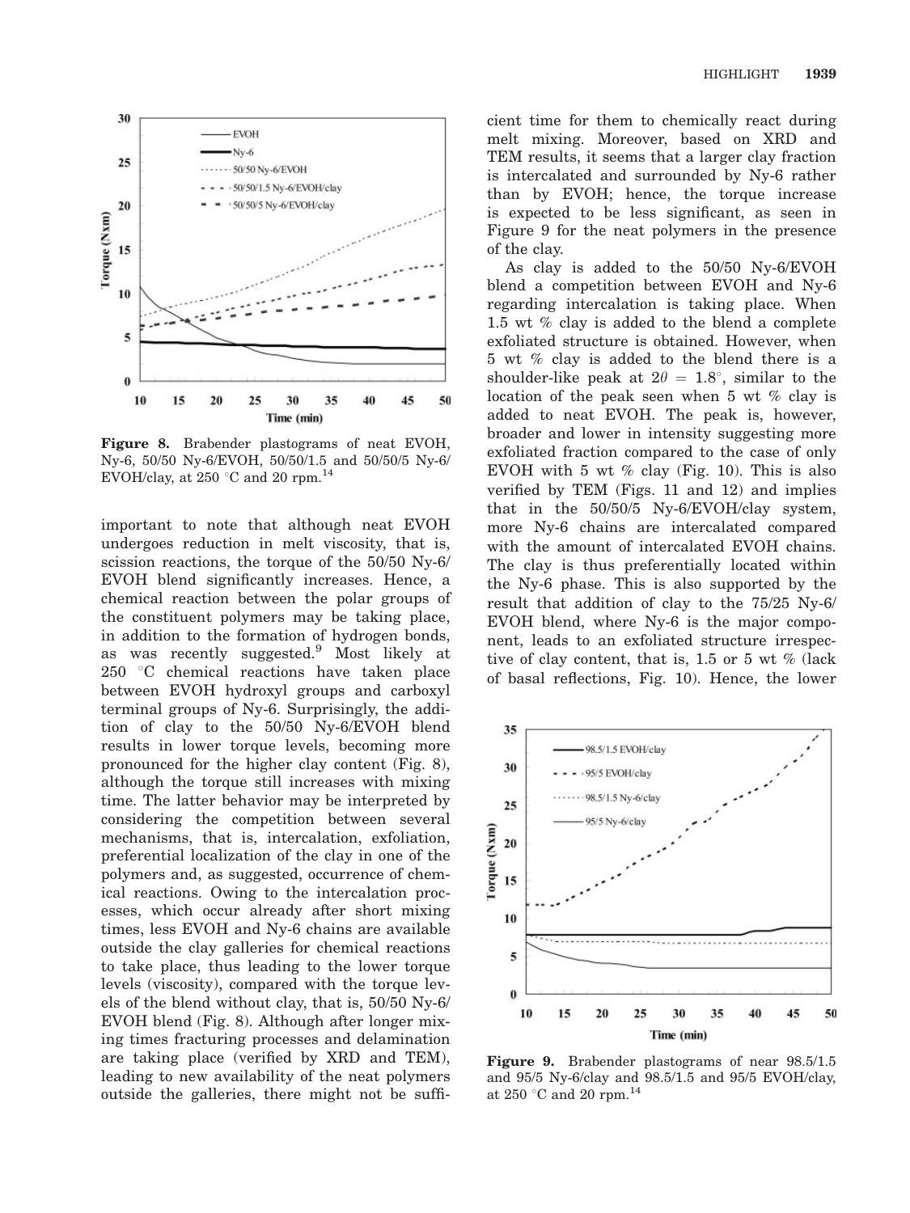Figure 8. Brabender plastograms of neat EVOH, Ny-6, 50/50 Ny-6/EVOH, 50/50/1.5 and 50/50/5 Ny-6/EVOH/clay, at 250 °C and 20 rpm.[14]

important to note that although neat EVOH undergoes reduction in melt viscosity, that is, scission reactions, the torque of the 50/50 Ny-6/EVOH blend significantly increases. Hence, a chemical reaction between the polar groups of the constituent polymers may be taking place, in addition to the formation of hydrogen bonds, as was recently suggested.[9] Most likely at 250 °C chemical reactions have taken place between EVOH hydroxyl groups and carboxyl terminal groups of Ny-6. Surprisingly, the addition of clay to the 50/50 Ny-6/EVOH blend results in lower torque levels, becoming more pronounced for the higher clay content (Fig. 8), although the torque still increases with mixing time. The latter behavior may be interpreted by considering the competition between several mechanisms, that is, intercalation, exfoliation, preferential localization of the clay in one of the polymers and, as suggested, occurrence of chemical reactions. Owing to the intercalation processes, which occur already after short mixing times, less EVOH and Ny-6 chains are available outside the clay galleries for chemical reactions to take place, thus leading to the lower torque levels (viscosity), compared with the torque levels of the blend without clay, that is, 50/50 Ny-6/EVOH blend (Fig. 8). Although after longer mixing times fracturing processes and delamination are taking place (verified by XRD and TEM), leading to new availability of the neat polymers outside the galleries, there might not be sufficient time for them to chemically react during melt mixing. Moreover, based on XRD and TEM results, it seems that a larger clay fraction is intercalated and surrounded by Ny-6 rather than by EVOH; hence, the torque increase is expected to be less significant, as seen in Figure 9 for the neat polymers in the presence of the clay.

As clay is added to the 50/50 Ny-6/EVOH blend a competition between EVOH and Ny-6 regarding intercalation is taking place. When 1.5 wt % clay is added to the blend a complete exfoliated structure is obtained. However, when 5 wt % clay is added to the blend there is a shoulder-like peak at $2\theta = 1.8°$, similar to the location of the peak seen when 5 wt % clay is added to neat EVOH. The peak is, however, broader and lower in intensity suggesting more exfoliated fraction compared to the case of only EVOH with 5 wt % clay (Fig. 10). This is also verified by TEM (Figs. 11 and 12) and implies that in the 50/50/5 Ny-6/EVOH/clay system, more Ny-6 chains are intercalated compared with the amount of intercalated EVOH chains. The clay is thus preferentially located within the Ny-6 phase. This is also supported by the result that addition of clay to the 75/25 Ny-6/EVOH blend, where Ny-6 is the major component, leads to an exfoliated structure irrespective of clay content, that is, 1.5 or 5 wt % (lack of basal reflections, Fig. 10). Hence, the lower

Figure 9. Brabender plastograms of near 98.5/1.5 and 95/5 Ny-6/clay and 98.5/1.5 and 95/5 EVOH/clay, at 250 °C and 20 rpm.[14]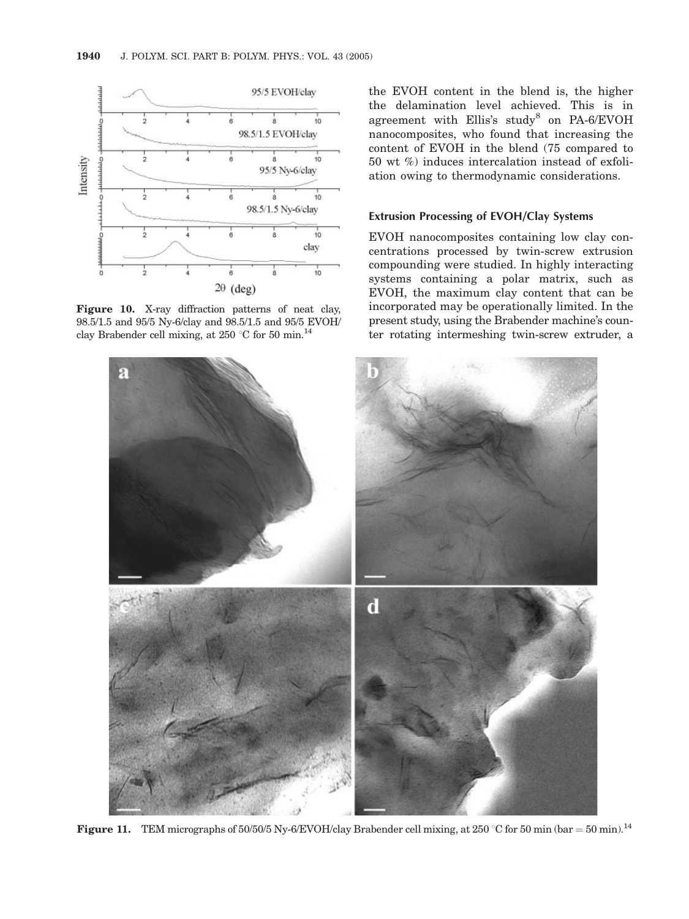**Figure 10.** X-ray diffraction patterns of neat clay, 98.5/1.5 and 95/5 Ny-6/clay and 98.5/1.5 and 95/5 EVOH/clay Brabender cell mixing, at 250 °C for 50 min.[14]

the EVOH content in the blend is, the higher the delamination level achieved. This is in agreement with Ellis's study[8] on PA-6/EVOH nanocomposites, who found that increasing the content of EVOH in the blend (75 compared to 50 wt %) induces intercalation instead of exfoliation owing to thermodynamic considerations.

### Extrusion Processing of EVOH/Clay Systems

EVOH nanocomposites containing low clay concentrations processed by twin-screw extrusion compounding were studied. In highly interacting systems containing a polar matrix, such as EVOH, the maximum clay content that can be incorporated may be operationally limited. In the present study, using the Brabender machine's counter rotating intermeshing twin-screw extruder, a

**Figure 11.** TEM micrographs of 50/50/5 Ny-6/EVOH/clay Brabender cell mixing, at 250 °C for 50 min (bar = 50 min).[14]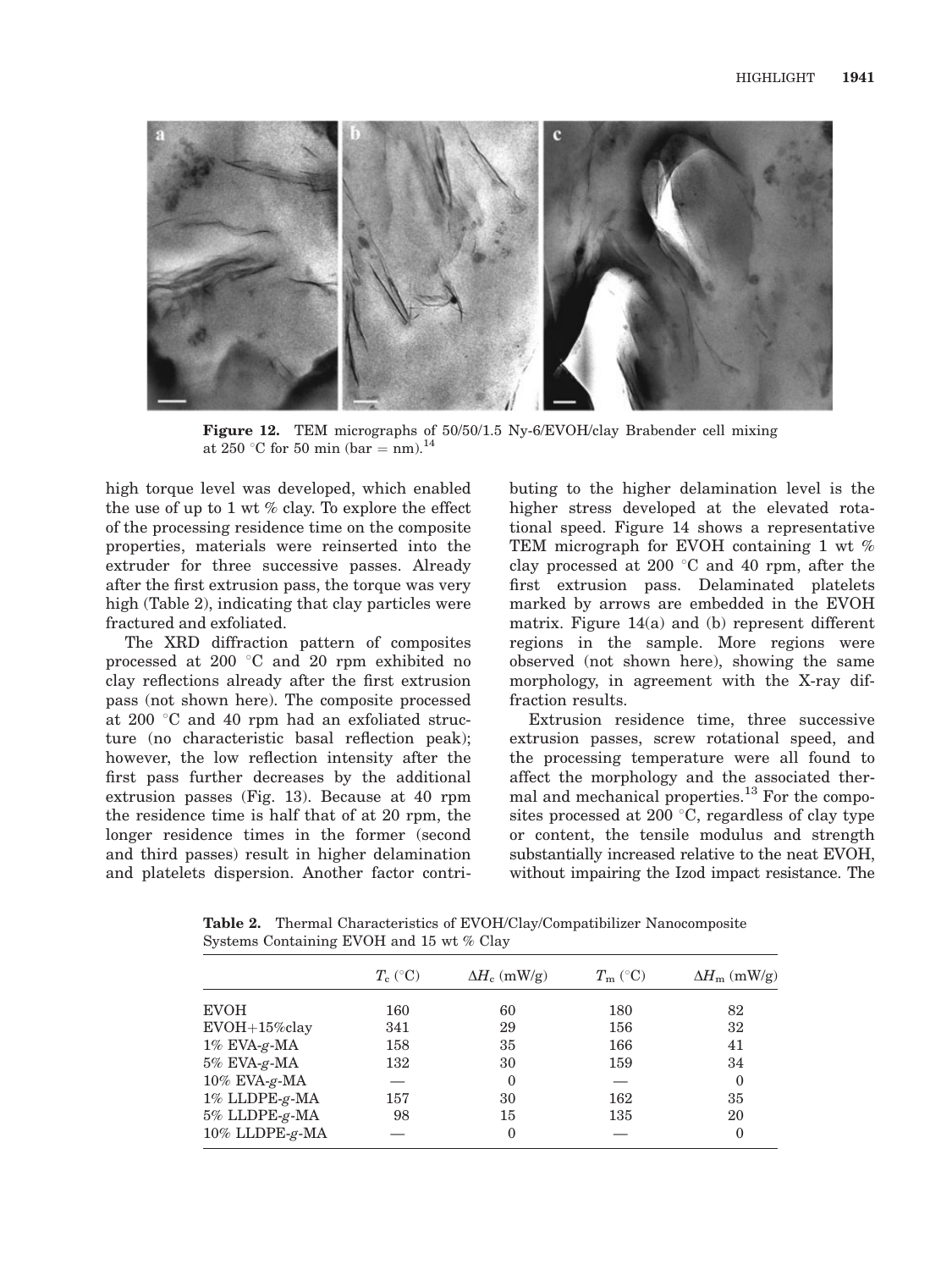**Figure 12.** TEM micrographs of 50/50/1.5 Ny-6/EVOH/clay Brabender cell mixing at 250 °C for 50 min (bar = nm).[14]

high torque level was developed, which enabled the use of up to 1 wt % clay. To explore the effect of the processing residence time on the composite properties, materials were reinserted into the extruder for three successive passes. Already after the first extrusion pass, the torque was very high (Table 2), indicating that clay particles were fractured and exfoliated.

The XRD diffraction pattern of composites processed at 200 °C and 20 rpm exhibited no clay reflections already after the first extrusion pass (not shown here). The composite processed at 200 °C and 40 rpm had an exfoliated structure (no characteristic basal reflection peak); however, the low reflection intensity after the first pass further decreases by the additional extrusion passes (Fig. 13). Because at 40 rpm the residence time is half that of at 20 rpm, the longer residence times in the former (second and third passes) result in higher delamination and platelets dispersion. Another factor contributing to the higher delamination level is the higher stress developed at the elevated rotational speed. Figure 14 shows a representative TEM micrograph for EVOH containing 1 wt % clay processed at 200 °C and 40 rpm, after the first extrusion pass. Delaminated platelets marked by arrows are embedded in the EVOH matrix. Figure 14(a) and (b) represent different regions in the sample. More regions were observed (not shown here), showing the same morphology, in agreement with the X-ray diffraction results.

Extrusion residence time, three successive extrusion passes, screw rotational speed, and the processing temperature were all found to affect the morphology and the associated thermal and mechanical properties.[13] For the composites processed at 200 °C, regardless of clay type or content, the tensile modulus and strength substantially increased relative to the neat EVOH, without impairing the Izod impact resistance. The

**Table 2.** Thermal Characteristics of EVOH/Clay/Compatibilizer Nanocomposite Systems Containing EVOH and 15 wt % Clay

| | $T_c$ (°C) | $\Delta H_c$ (mW/g) | $T_m$ (°C) | $\Delta H_m$ (mW/g) |
|---|---|---|---|---|
| EVOH | 160 | 60 | 180 | 82 |
| EVOH+15%clay | 341 | 29 | 156 | 32 |
| 1% EVA-*g*-MA | 158 | 35 | 166 | 41 |
| 5% EVA-*g*-MA | 132 | 30 | 159 | 34 |
| 10% EVA-*g*-MA | — | 0 | — | 0 |
| 1% LLDPE-*g*-MA | 157 | 30 | 162 | 35 |
| 5% LLDPE-*g*-MA | 98 | 15 | 135 | 20 |
| 10% LLDPE-*g*-MA | — | 0 | — | 0 |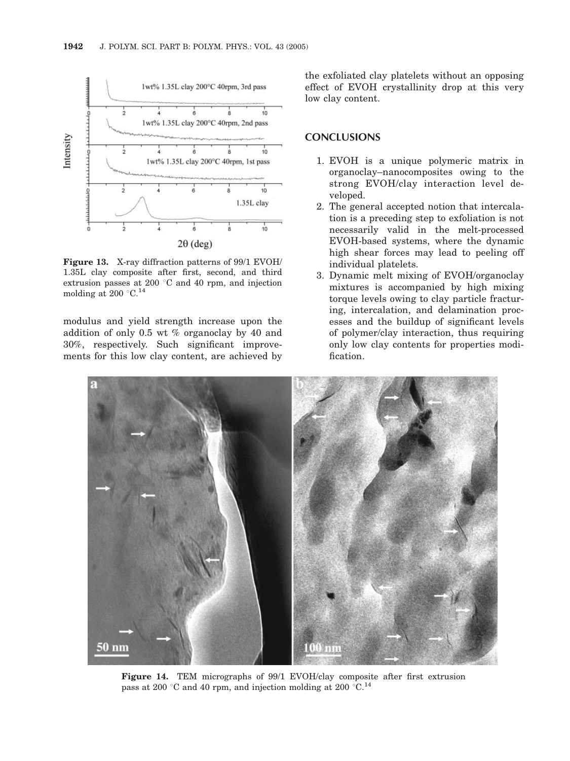**Figure 13.** X-ray diffraction patterns of 99/1 EVOH/1.35L clay composite after first, second, and third extrusion passes at 200 °C and 40 rpm, and injection molding at 200 °C.[14]

modulus and yield strength increase upon the addition of only 0.5 wt % organoclay by 40 and 30%, respectively. Such significant improvements for this low clay content, are achieved by the exfoliated clay platelets without an opposing effect of EVOH crystallinity drop at this very low clay content.

## CONCLUSIONS

1. EVOH is a unique polymeric matrix in organoclay–nanocomposites owing to the strong EVOH/clay interaction level developed.
2. The general accepted notion that intercalation is a preceding step to exfoliation is not necessarily valid in the melt-processed EVOH-based systems, where the dynamic high shear forces may lead to peeling off individual platelets.
3. Dynamic melt mixing of EVOH/organoclay mixtures is accompanied by high mixing torque levels owing to clay particle fracturing, intercalation, and delamination processes and the buildup of significant levels of polymer/clay interaction, thus requiring only low clay contents for properties modification.

**Figure 14.** TEM micrographs of 99/1 EVOH/clay composite after first extrusion pass at 200 °C and 40 rpm, and injection molding at 200 °C.[14]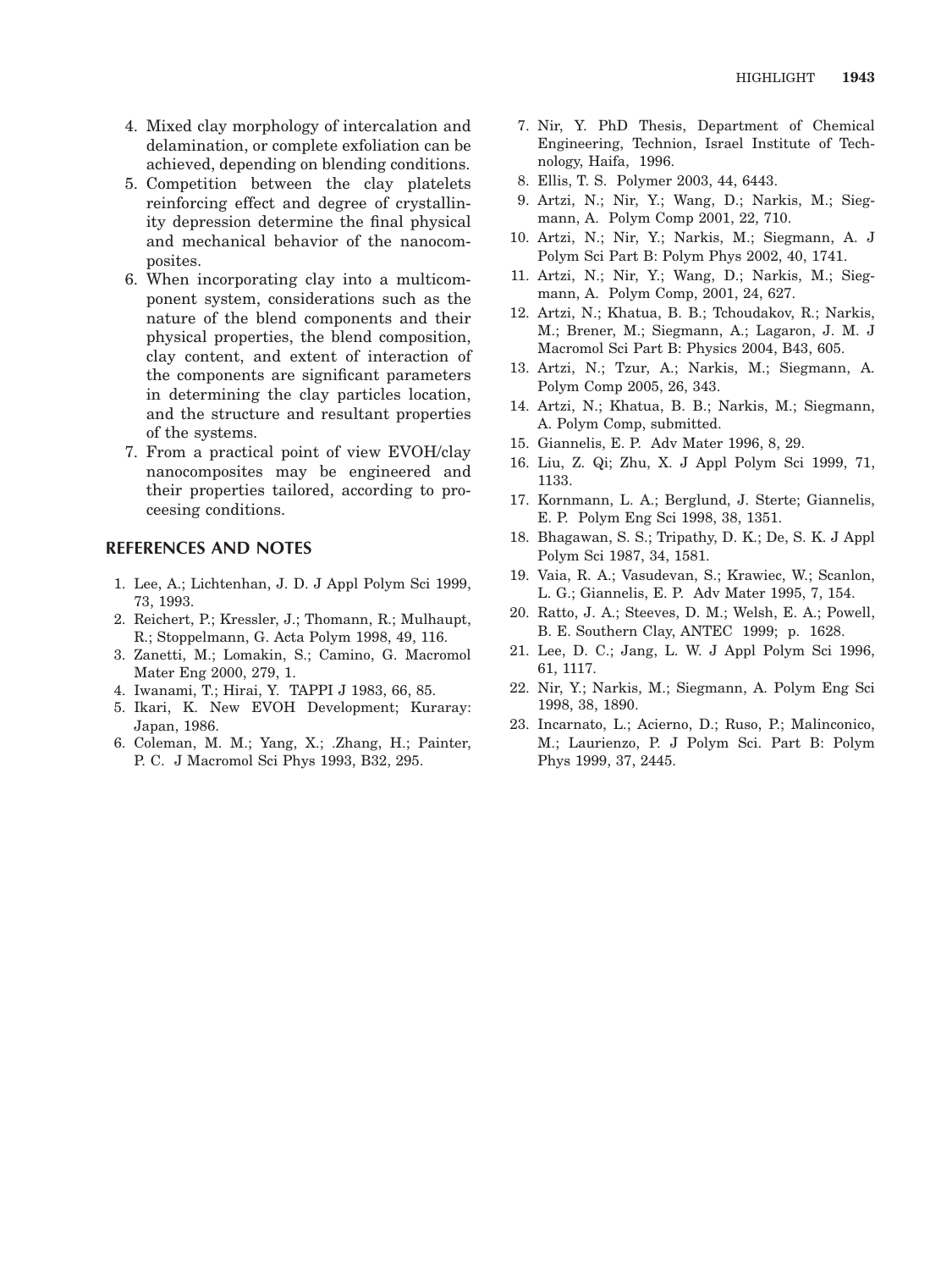4. Mixed clay morphology of intercalation and delamination, or complete exfoliation can be achieved, depending on blending conditions.
5. Competition between the clay platelets reinforcing effect and degree of crystallinity depression determine the final physical and mechanical behavior of the nanocomposites.
6. When incorporating clay into a multicomponent system, considerations such as the nature of the blend components and their physical properties, the blend composition, clay content, and extent of interaction of the components are significant parameters in determining the clay particles location, and the structure and resultant properties of the systems.
7. From a practical point of view EVOH/clay nanocomposites may be engineered and their properties tailored, according to proceesing conditions.

## REFERENCES AND NOTES

1. Lee, A.; Lichtenhan, J. D. J Appl Polym Sci 1999, 73, 1993.
2. Reichert, P.; Kressler, J.; Thomann, R.; Mulhaupt, R.; Stoppelmann, G. Acta Polym 1998, 49, 116.
3. Zanetti, M.; Lomakin, S.; Camino, G. Macromol Mater Eng 2000, 279, 1.
4. Iwanami, T.; Hirai, Y. TAPPI J 1983, 66, 85.
5. Ikari, K. New EVOH Development; Kuraray: Japan, 1986.
6. Coleman, M. M.; Yang, X.; .Zhang, H.; Painter, P. C. J Macromol Sci Phys 1993, B32, 295.
7. Nir, Y. PhD Thesis, Department of Chemical Engineering, Technion, Israel Institute of Technology, Haifa, 1996.
8. Ellis, T. S. Polymer 2003, 44, 6443.
9. Artzi, N.; Nir, Y.; Wang, D.; Narkis, M.; Siegmann, A. Polym Comp 2001, 22, 710.
10. Artzi, N.; Nir, Y.; Narkis, M.; Siegmann, A. J Polym Sci Part B: Polym Phys 2002, 40, 1741.
11. Artzi, N.; Nir, Y.; Wang, D.; Narkis, M.; Siegmann, A. Polym Comp, 2001, 24, 627.
12. Artzi, N.; Khatua, B. B.; Tchoudakov, R.; Narkis, M.; Brener, M.; Siegmann, A.; Lagaron, J. M. J Macromol Sci Part B: Physics 2004, B43, 605.
13. Artzi, N.; Tzur, A.; Narkis, M.; Siegmann, A. Polym Comp 2005, 26, 343.
14. Artzi, N.; Khatua, B. B.; Narkis, M.; Siegmann, A. Polym Comp, submitted.
15. Giannelis, E. P. Adv Mater 1996, 8, 29.
16. Liu, Z. Qi; Zhu, X. J Appl Polym Sci 1999, 71, 1133.
17. Kornmann, L. A.; Berglund, J. Sterte; Giannelis, E. P. Polym Eng Sci 1998, 38, 1351.
18. Bhagawan, S. S.; Tripathy, D. K.; De, S. K. J Appl Polym Sci 1987, 34, 1581.
19. Vaia, R. A.; Vasudevan, S.; Krawiec, W.; Scanlon, L. G.; Giannelis, E. P. Adv Mater 1995, 7, 154.
20. Ratto, J. A.; Steeves, D. M.; Welsh, E. A.; Powell, B. E. Southern Clay, ANTEC 1999; p. 1628.
21. Lee, D. C.; Jang, L. W. J Appl Polym Sci 1996, 61, 1117.
22. Nir, Y.; Narkis, M.; Siegmann, A. Polym Eng Sci 1998, 38, 1890.
23. Incarnato, L.; Acierno, D.; Ruso, P.; Malinconico, M.; Laurienzo, P. J Polym Sci. Part B: Polym Phys 1999, 37, 2445.